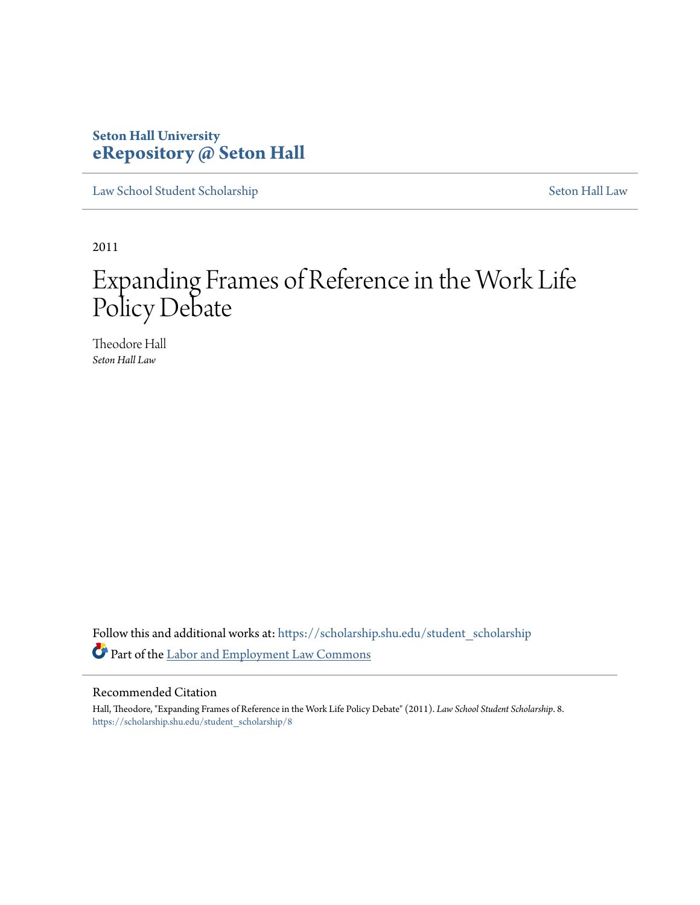**Seton Hall University**
**eRepository @ Seton Hall**

Law School Student Scholarship | Seton Hall Law

2011

# Expanding Frames of Reference in the Work Life Policy Debate

Theodore Hall
*Seton Hall Law*

Follow this and additional works at: https://scholarship.shu.edu/student_scholarship

Part of the Labor and Employment Law Commons

## Recommended Citation

Hall, Theodore, "Expanding Frames of Reference in the Work Life Policy Debate" (2011). *Law School Student Scholarship*. 8.
https://scholarship.shu.edu/student_scholarship/8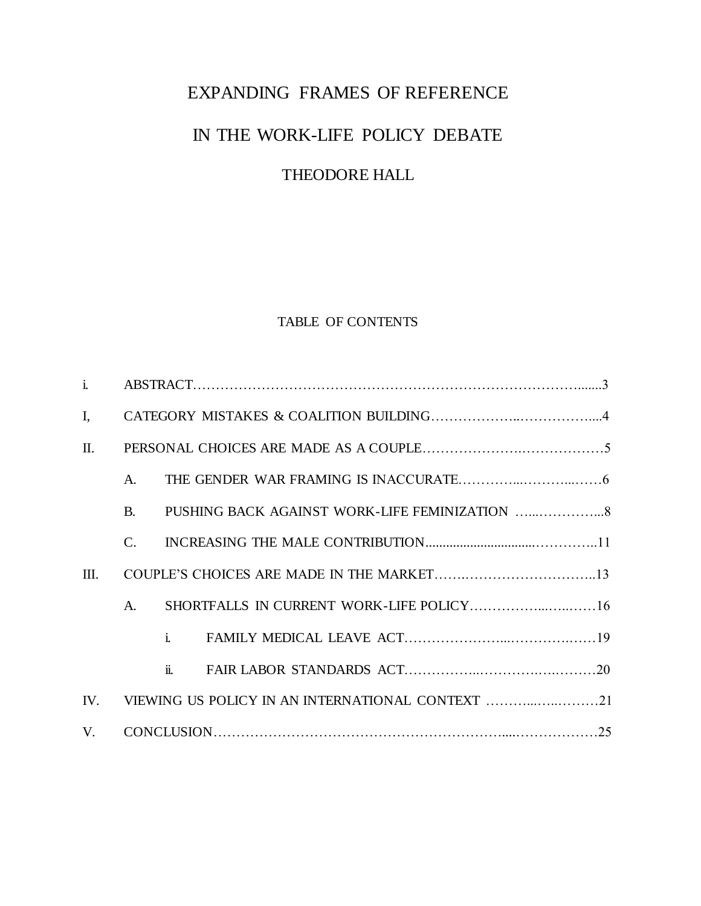# EXPANDING FRAMES OF REFERENCE

# IN THE WORK-LIFE POLICY DEBATE

THEODORE HALL

## TABLE OF CONTENTS

i. ABSTRACT……………………………………………………………………………......3

I, CATEGORY MISTAKES & COALITION BUILDING………………..……………....4

II. PERSONAL CHOICES ARE MADE AS A COUPLE…………………….………………5

- A. THE GENDER WAR FRAMING IS INACCURATE…………...………...……6
- B. PUSHING BACK AGAINST WORK-LIFE FEMINIZATION …...…………...8
- C. INCREASING THE MALE CONTRIBUTION...............................…………..11

III. COUPLE'S CHOICES ARE MADE IN THE MARKET…….………………………..13

- A. SHORTFALLS IN CURRENT WORK-LIFE POLICY……………...…..……16
  - i. FAMILY MEDICAL LEAVE ACT…………………...…………..……19
  - ii. FAIR LABOR STANDARDS ACT……………...………….….………20

IV. VIEWING US POLICY IN AN INTERNATIONAL CONTEXT ………...…..………21

V. CONCLUSION……………………………………………………....………………25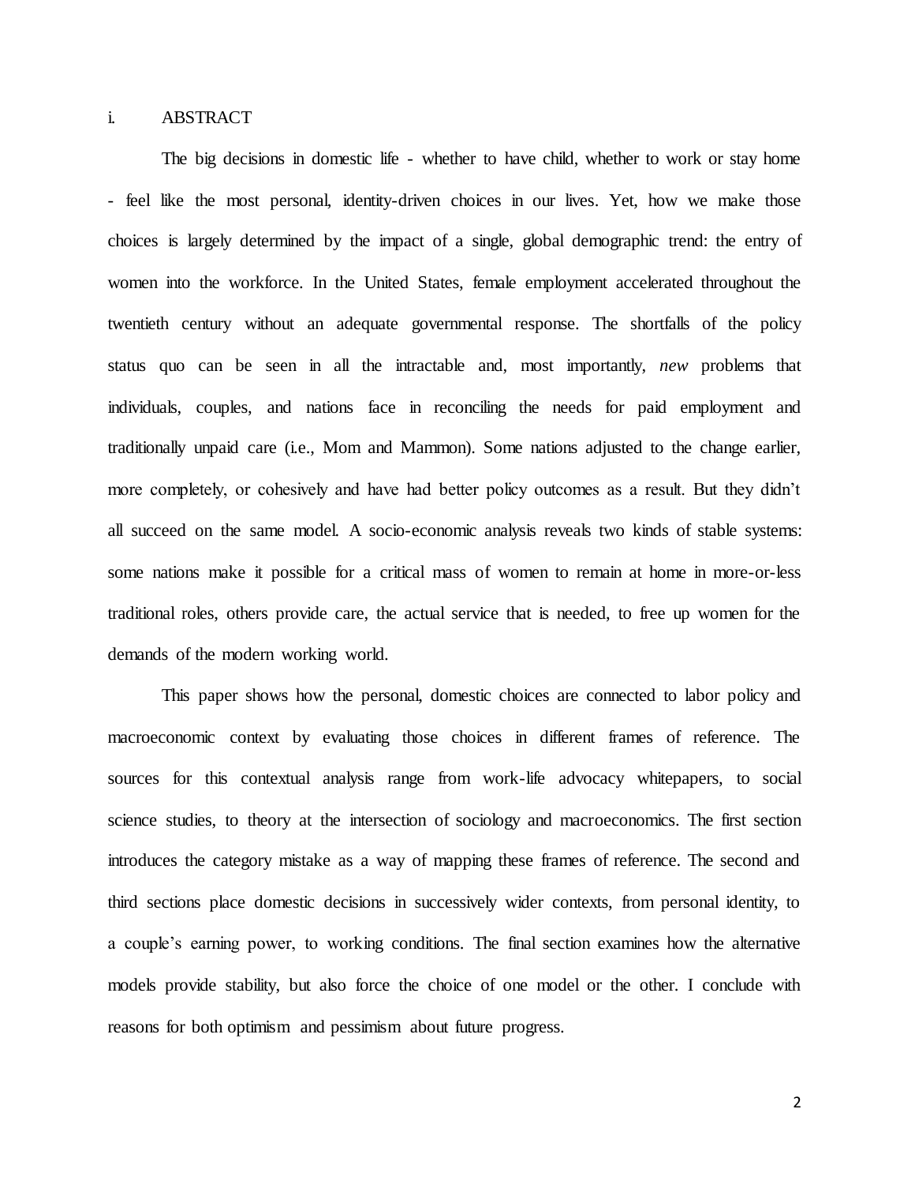## i. ABSTRACT

The big decisions in domestic life - whether to have child, whether to work or stay home - feel like the most personal, identity-driven choices in our lives. Yet, how we make those choices is largely determined by the impact of a single, global demographic trend: the entry of women into the workforce. In the United States, female employment accelerated throughout the twentieth century without an adequate governmental response. The shortfalls of the policy status quo can be seen in all the intractable and, most importantly, *new* problems that individuals, couples, and nations face in reconciling the needs for paid employment and traditionally unpaid care (i.e., Mom and Mammon). Some nations adjusted to the change earlier, more completely, or cohesively and have had better policy outcomes as a result. But they didn't all succeed on the same model. A socio-economic analysis reveals two kinds of stable systems: some nations make it possible for a critical mass of women to remain at home in more-or-less traditional roles, others provide care, the actual service that is needed, to free up women for the demands of the modern working world.

This paper shows how the personal, domestic choices are connected to labor policy and macroeconomic context by evaluating those choices in different frames of reference. The sources for this contextual analysis range from work-life advocacy whitepapers, to social science studies, to theory at the intersection of sociology and macroeconomics. The first section introduces the category mistake as a way of mapping these frames of reference. The second and third sections place domestic decisions in successively wider contexts, from personal identity, to a couple's earning power, to working conditions. The final section examines how the alternative models provide stability, but also force the choice of one model or the other. I conclude with reasons for both optimism and pessimism about future progress.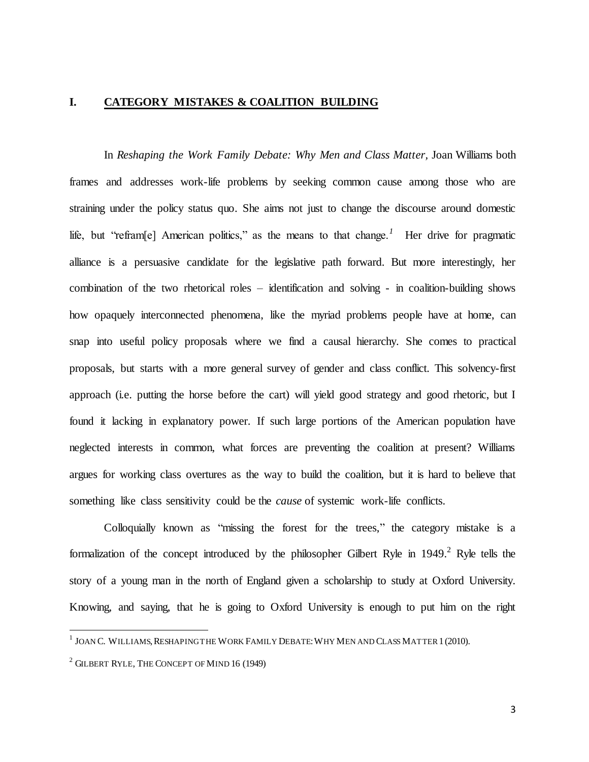## I. **CATEGORY MISTAKES & COALITION BUILDING**

In *Reshaping the Work Family Debate: Why Men and Class Matter*, Joan Williams both frames and addresses work-life problems by seeking common cause among those who are straining under the policy status quo. She aims not just to change the discourse around domestic life, but "refram[e] American politics," as the means to that change.[1] Her drive for pragmatic alliance is a persuasive candidate for the legislative path forward. But more interestingly, her combination of the two rhetorical roles – identification and solving - in coalition-building shows how opaquely interconnected phenomena, like the myriad problems people have at home, can snap into useful policy proposals where we find a causal hierarchy. She comes to practical proposals, but starts with a more general survey of gender and class conflict. This solvency-first approach (i.e. putting the horse before the cart) will yield good strategy and good rhetoric, but I found it lacking in explanatory power. If such large portions of the American population have neglected interests in common, what forces are preventing the coalition at present? Williams argues for working class overtures as the way to build the coalition, but it is hard to believe that something like class sensitivity could be the *cause* of systemic work-life conflicts.

Colloquially known as "missing the forest for the trees," the category mistake is a formalization of the concept introduced by the philosopher Gilbert Ryle in 1949.[2] Ryle tells the story of a young man in the north of England given a scholarship to study at Oxford University. Knowing, and saying, that he is going to Oxford University is enough to put him on the right

---

[1] JOAN C. WILLIAMS, RESHAPING THE WORK FAMILY DEBATE: WHY MEN AND CLASS MATTER 1 (2010).

[2] GILBERT RYLE, THE CONCEPT OF MIND 16 (1949)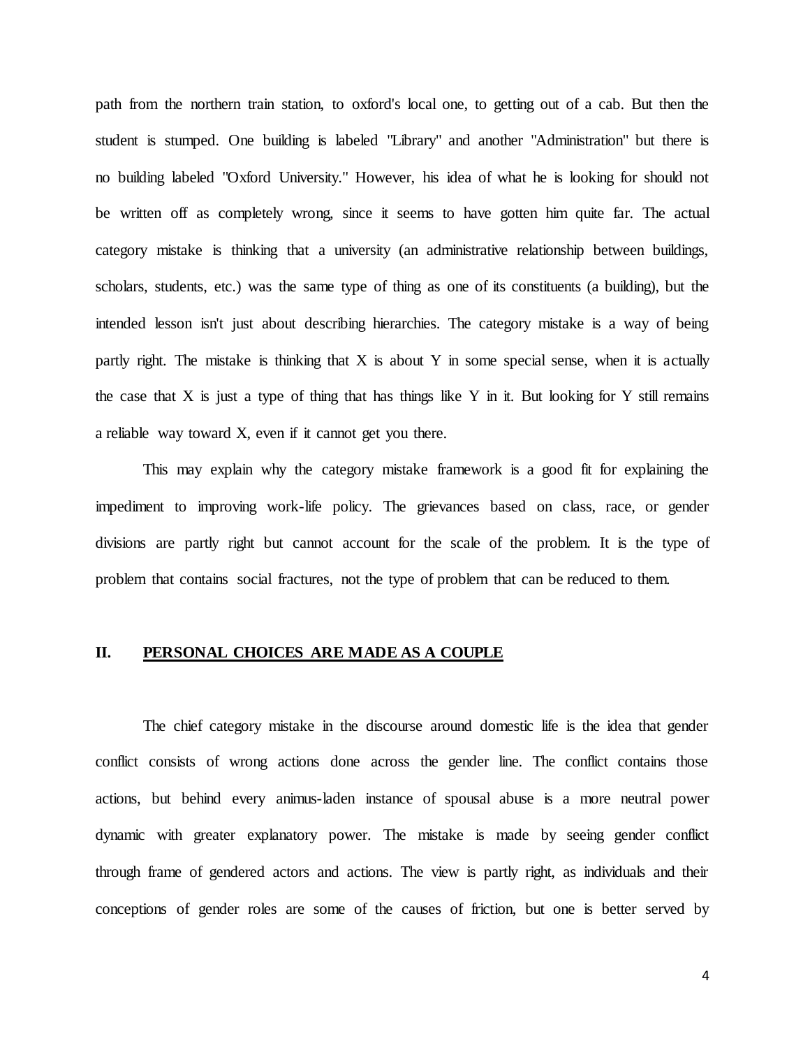path from the northern train station, to oxford's local one, to getting out of a cab. But then the student is stumped. One building is labeled "Library" and another "Administration" but there is no building labeled "Oxford University." However, his idea of what he is looking for should not be written off as completely wrong, since it seems to have gotten him quite far. The actual category mistake is thinking that a university (an administrative relationship between buildings, scholars, students, etc.) was the same type of thing as one of its constituents (a building), but the intended lesson isn't just about describing hierarchies. The category mistake is a way of being partly right. The mistake is thinking that X is about Y in some special sense, when it is actually the case that X is just a type of thing that has things like Y in it. But looking for Y still remains a reliable way toward X, even if it cannot get you there.

This may explain why the category mistake framework is a good fit for explaining the impediment to improving work-life policy. The grievances based on class, race, or gender divisions are partly right but cannot account for the scale of the problem. It is the type of problem that contains social fractures, not the type of problem that can be reduced to them.

## II. PERSONAL CHOICES ARE MADE AS A COUPLE

The chief category mistake in the discourse around domestic life is the idea that gender conflict consists of wrong actions done across the gender line. The conflict contains those actions, but behind every animus-laden instance of spousal abuse is a more neutral power dynamic with greater explanatory power. The mistake is made by seeing gender conflict through frame of gendered actors and actions. The view is partly right, as individuals and their conceptions of gender roles are some of the causes of friction, but one is better served by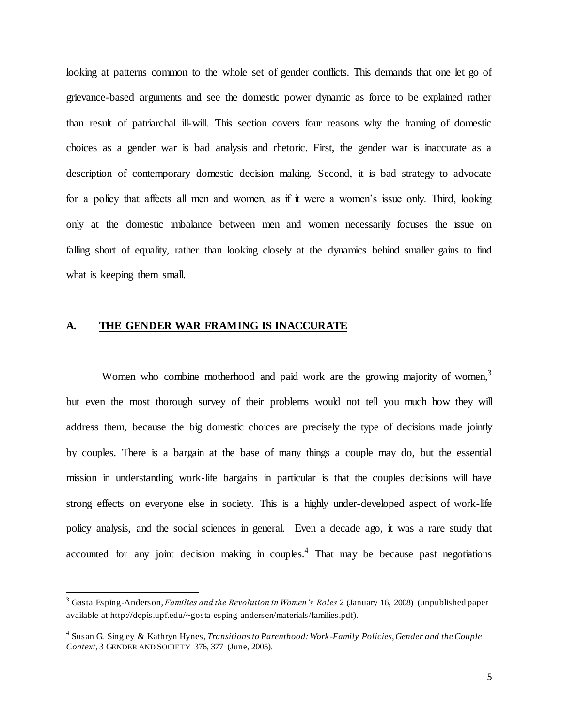looking at patterns common to the whole set of gender conflicts. This demands that one let go of grievance-based arguments and see the domestic power dynamic as force to be explained rather than result of patriarchal ill-will. This section covers four reasons why the framing of domestic choices as a gender war is bad analysis and rhetoric. First, the gender war is inaccurate as a description of contemporary domestic decision making. Second, it is bad strategy to advocate for a policy that affects all men and women, as if it were a women's issue only. Third, looking only at the domestic imbalance between men and women necessarily focuses the issue on falling short of equality, rather than looking closely at the dynamics behind smaller gains to find what is keeping them small.

## A. THE GENDER WAR FRAMING IS INACCURATE

Women who combine motherhood and paid work are the growing majority of women,[3] but even the most thorough survey of their problems would not tell you much how they will address them, because the big domestic choices are precisely the type of decisions made jointly by couples. There is a bargain at the base of many things a couple may do, but the essential mission in understanding work-life bargains in particular is that the couples decisions will have strong effects on everyone else in society. This is a highly under-developed aspect of work-life policy analysis, and the social sciences in general. Even a decade ago, it was a rare study that accounted for any joint decision making in couples.[4] That may be because past negotiations

---

[3] Gøsta Esping-Anderson, *Families and the Revolution in Women's Roles* 2 (January 16, 2008) (unpublished paper available at http://dcpis.upf.edu/~gosta-esping-andersen/materials/families.pdf).

[4] Susan G. Singley & Kathryn Hynes, *Transitions to Parenthood: Work-Family Policies, Gender and the Couple Context,* 3 GENDER AND SOCIETY 376, 377 (June, 2005).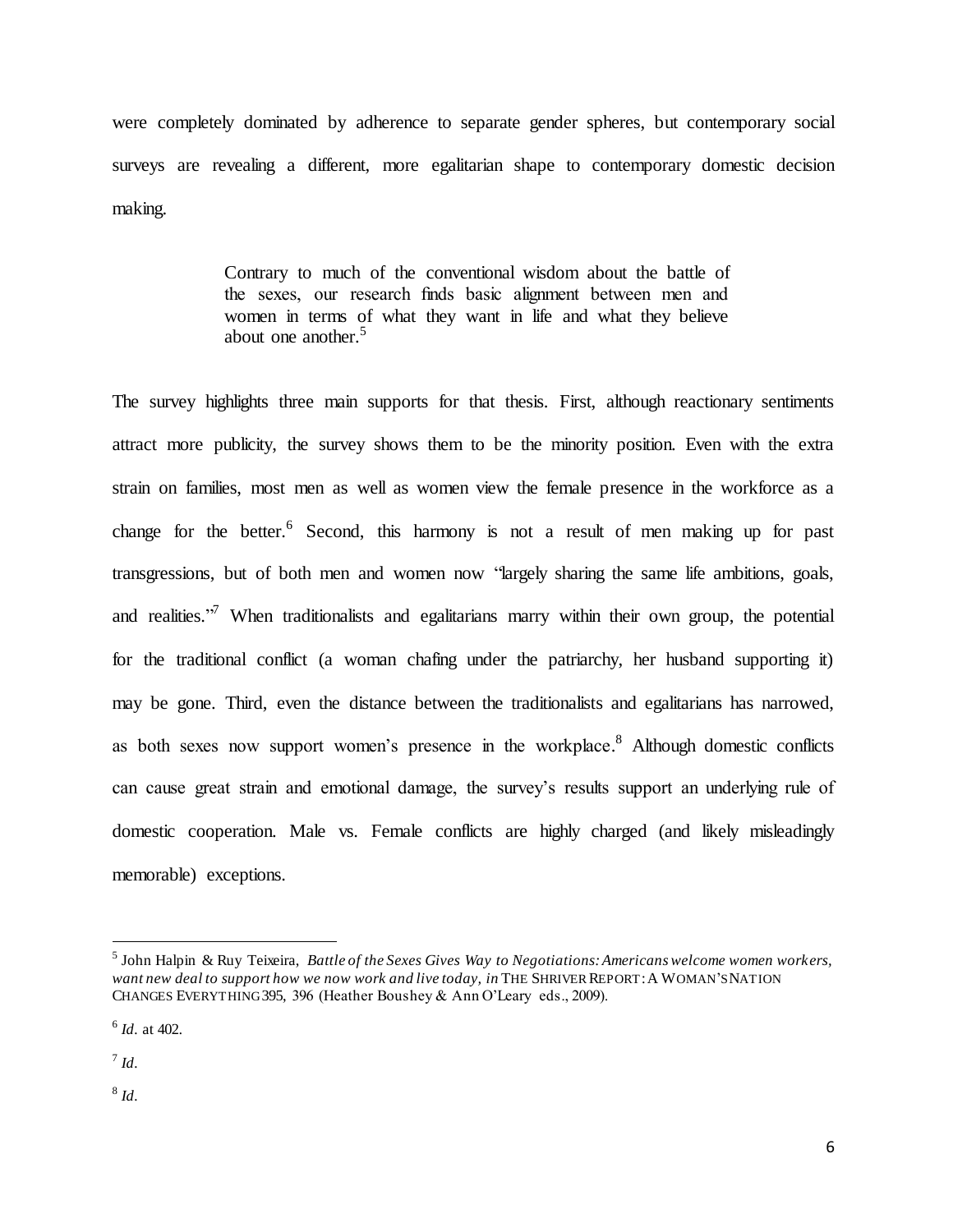were completely dominated by adherence to separate gender spheres, but contemporary social surveys are revealing a different, more egalitarian shape to contemporary domestic decision making.

> Contrary to much of the conventional wisdom about the battle of the sexes, our research finds basic alignment between men and women in terms of what they want in life and what they believe about one another.[5]

The survey highlights three main supports for that thesis. First, although reactionary sentiments attract more publicity, the survey shows them to be the minority position. Even with the extra strain on families, most men as well as women view the female presence in the workforce as a change for the better.[6] Second, this harmony is not a result of men making up for past transgressions, but of both men and women now "largely sharing the same life ambitions, goals, and realities."[7] When traditionalists and egalitarians marry within their own group, the potential for the traditional conflict (a woman chafing under the patriarchy, her husband supporting it) may be gone. Third, even the distance between the traditionalists and egalitarians has narrowed, as both sexes now support women's presence in the workplace.[8] Although domestic conflicts can cause great strain and emotional damage, the survey's results support an underlying rule of domestic cooperation. Male vs. Female conflicts are highly charged (and likely misleadingly memorable) exceptions.

---

[5] John Halpin & Ruy Teixeira, *Battle of the Sexes Gives Way to Negotiations: Americans welcome women workers, want new deal to support how we now work and live today, in* THE SHRIVER REPORT: A WOMAN'S NATION CHANGES EVERYTHING 395, 396 (Heather Boushey & Ann O'Leary eds., 2009).

[6] *Id.* at 402.

[7] *Id.*

[8] *Id.*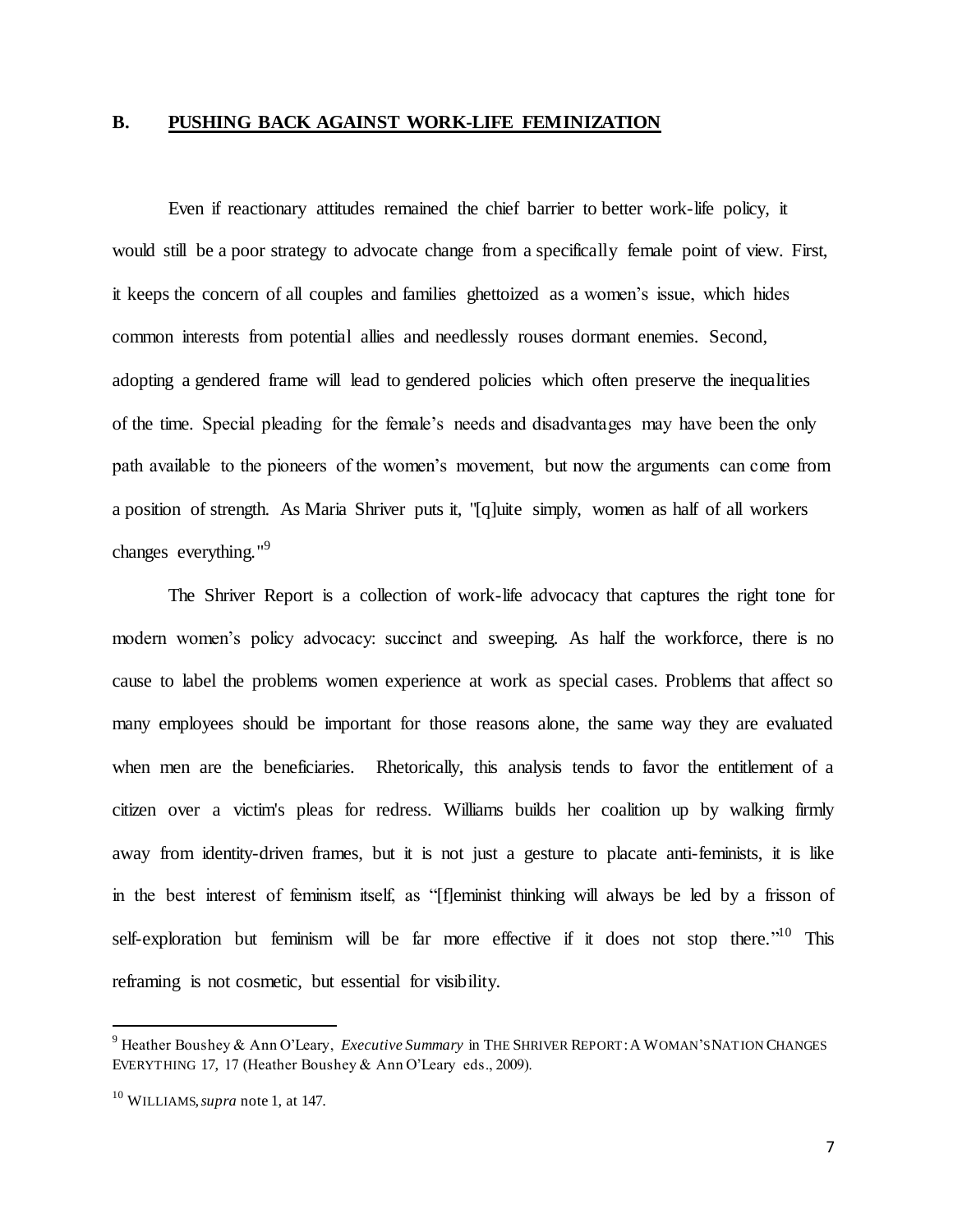## B. <u>PUSHING BACK AGAINST WORK-LIFE FEMINIZATION</u>

Even if reactionary attitudes remained the chief barrier to better work-life policy, it would still be a poor strategy to advocate change from a specifically female point of view. First, it keeps the concern of all couples and families ghettoized as a women's issue, which hides common interests from potential allies and needlessly rouses dormant enemies. Second, adopting a gendered frame will lead to gendered policies which often preserve the inequalities of the time. Special pleading for the female's needs and disadvantages may have been the only path available to the pioneers of the women's movement, but now the arguments can come from a position of strength. As Maria Shriver puts it, "[q]uite simply, women as half of all workers changes everything."[9]

The Shriver Report is a collection of work-life advocacy that captures the right tone for modern women's policy advocacy: succinct and sweeping. As half the workforce, there is no cause to label the problems women experience at work as special cases. Problems that affect so many employees should be important for those reasons alone, the same way they are evaluated when men are the beneficiaries. Rhetorically, this analysis tends to favor the entitlement of a citizen over a victim's pleas for redress. Williams builds her coalition up by walking firmly away from identity-driven frames, but it is not just a gesture to placate anti-feminists, it is like in the best interest of feminism itself, as "[f]eminist thinking will always be led by a frisson of self-exploration but feminism will be far more effective if it does not stop there."[10] This reframing is not cosmetic, but essential for visibility.

---

[9] Heather Boushey & Ann O'Leary, *Executive Summary* in THE SHRIVER REPORT: A WOMAN'S NATION CHANGES EVERYTHING 17, 17 (Heather Boushey & Ann O'Leary eds., 2009).

[10] WILLIAMS, *supra* note 1, at 147.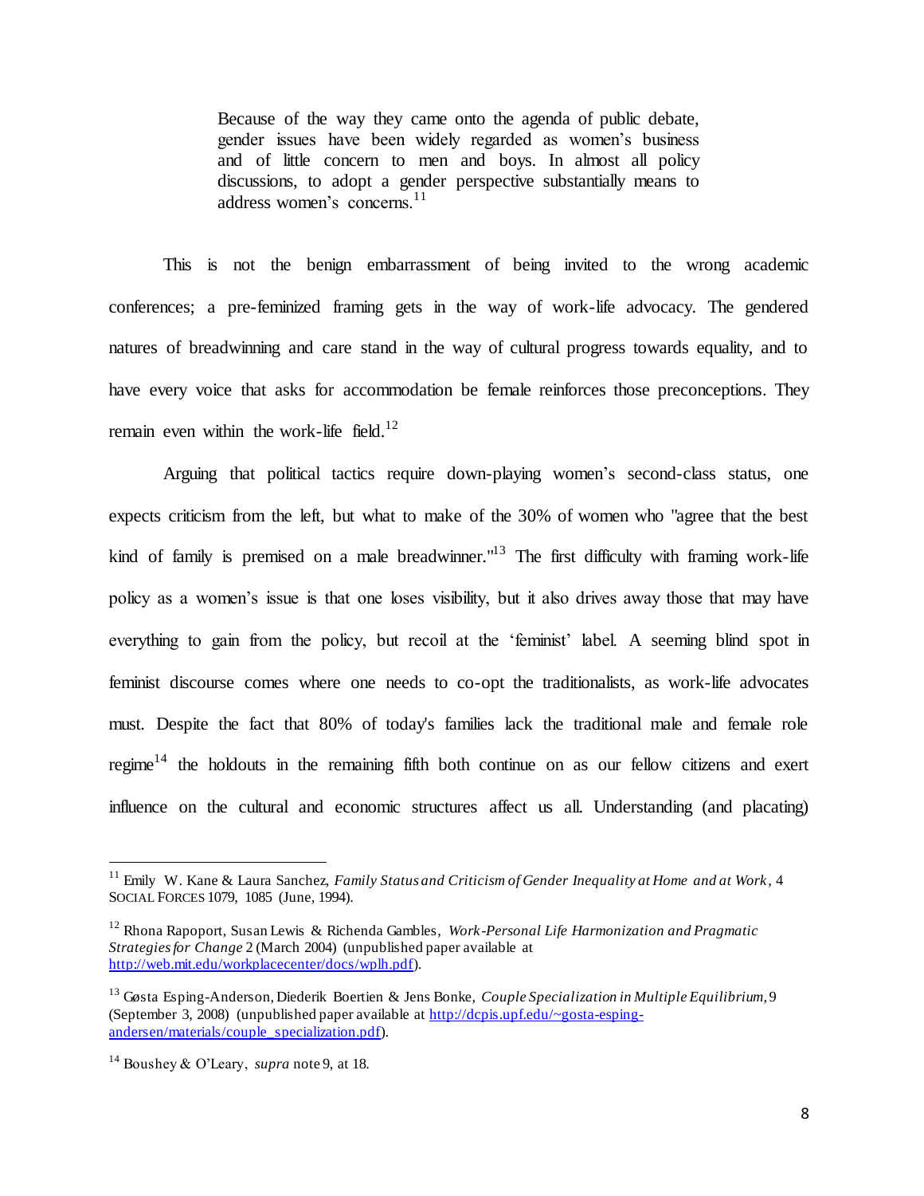> Because of the way they came onto the agenda of public debate, gender issues have been widely regarded as women's business and of little concern to men and boys. In almost all policy discussions, to adopt a gender perspective substantially means to address women's concerns.[11]

This is not the benign embarrassment of being invited to the wrong academic conferences; a pre-feminized framing gets in the way of work-life advocacy. The gendered natures of breadwinning and care stand in the way of cultural progress towards equality, and to have every voice that asks for accommodation be female reinforces those preconceptions. They remain even within the work-life field.[12]

Arguing that political tactics require down-playing women's second-class status, one expects criticism from the left, but what to make of the 30% of women who "agree that the best kind of family is premised on a male breadwinner."[13] The first difficulty with framing work-life policy as a women's issue is that one loses visibility, but it also drives away those that may have everything to gain from the policy, but recoil at the 'feminist' label. A seeming blind spot in feminist discourse comes where one needs to co-opt the traditionalists, as work-life advocates must. Despite the fact that 80% of today's families lack the traditional male and female role regime[14] the holdouts in the remaining fifth both continue on as our fellow citizens and exert influence on the cultural and economic structures affect us all. Understanding (and placating)

---

[11] Emily W. Kane & Laura Sanchez, *Family Status and Criticism of Gender Inequality at Home and at Work*, 4 SOCIAL FORCES 1079, 1085 (June, 1994).

[12] Rhona Rapoport, Susan Lewis & Richenda Gambles, *Work-Personal Life Harmonization and Pragmatic Strategies for Change* 2 (March 2004) (unpublished paper available at http://web.mit.edu/workplacecenter/docs/wplh.pdf).

[13] Gøsta Esping-Anderson, Diederik Boertien & Jens Bonke, *Couple Specialization in Multiple Equilibrium*, 9 (September 3, 2008) (unpublished paper available at http://dcpis.upf.edu/~gosta-esping-andersen/materials/couple_specialization.pdf).

[14] Boushey & O'Leary, *supra* note 9, at 18.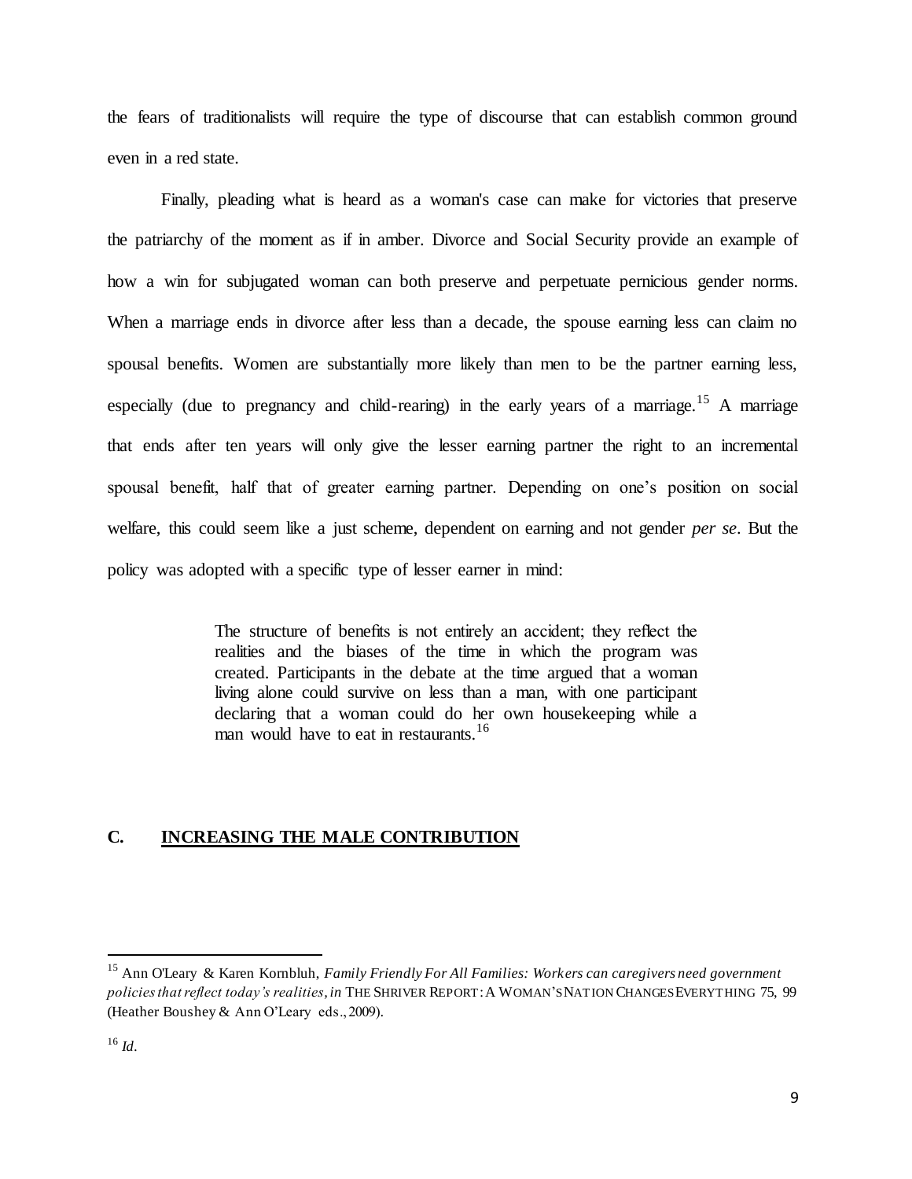the fears of traditionalists will require the type of discourse that can establish common ground even in a red state.

Finally, pleading what is heard as a woman's case can make for victories that preserve the patriarchy of the moment as if in amber. Divorce and Social Security provide an example of how a win for subjugated woman can both preserve and perpetuate pernicious gender norms. When a marriage ends in divorce after less than a decade, the spouse earning less can claim no spousal benefits. Women are substantially more likely than men to be the partner earning less, especially (due to pregnancy and child-rearing) in the early years of a marriage.[15] A marriage that ends after ten years will only give the lesser earning partner the right to an incremental spousal benefit, half that of greater earning partner. Depending on one's position on social welfare, this could seem like a just scheme, dependent on earning and not gender *per se*. But the policy was adopted with a specific type of lesser earner in mind:

> The structure of benefits is not entirely an accident; they reflect the realities and the biases of the time in which the program was created. Participants in the debate at the time argued that a woman living alone could survive on less than a man, with one participant declaring that a woman could do her own housekeeping while a man would have to eat in restaurants.[16]

## C. INCREASING THE MALE CONTRIBUTION

---

[15] Ann O'Leary & Karen Kornbluh, *Family Friendly For All Families: Workers can caregivers need government policies that reflect today's realities*, *in* THE SHRIVER REPORT: A WOMAN'S NATION CHANGES EVERYTHING 75, 99 (Heather Boushey & Ann O'Leary eds., 2009).

[16] *Id*.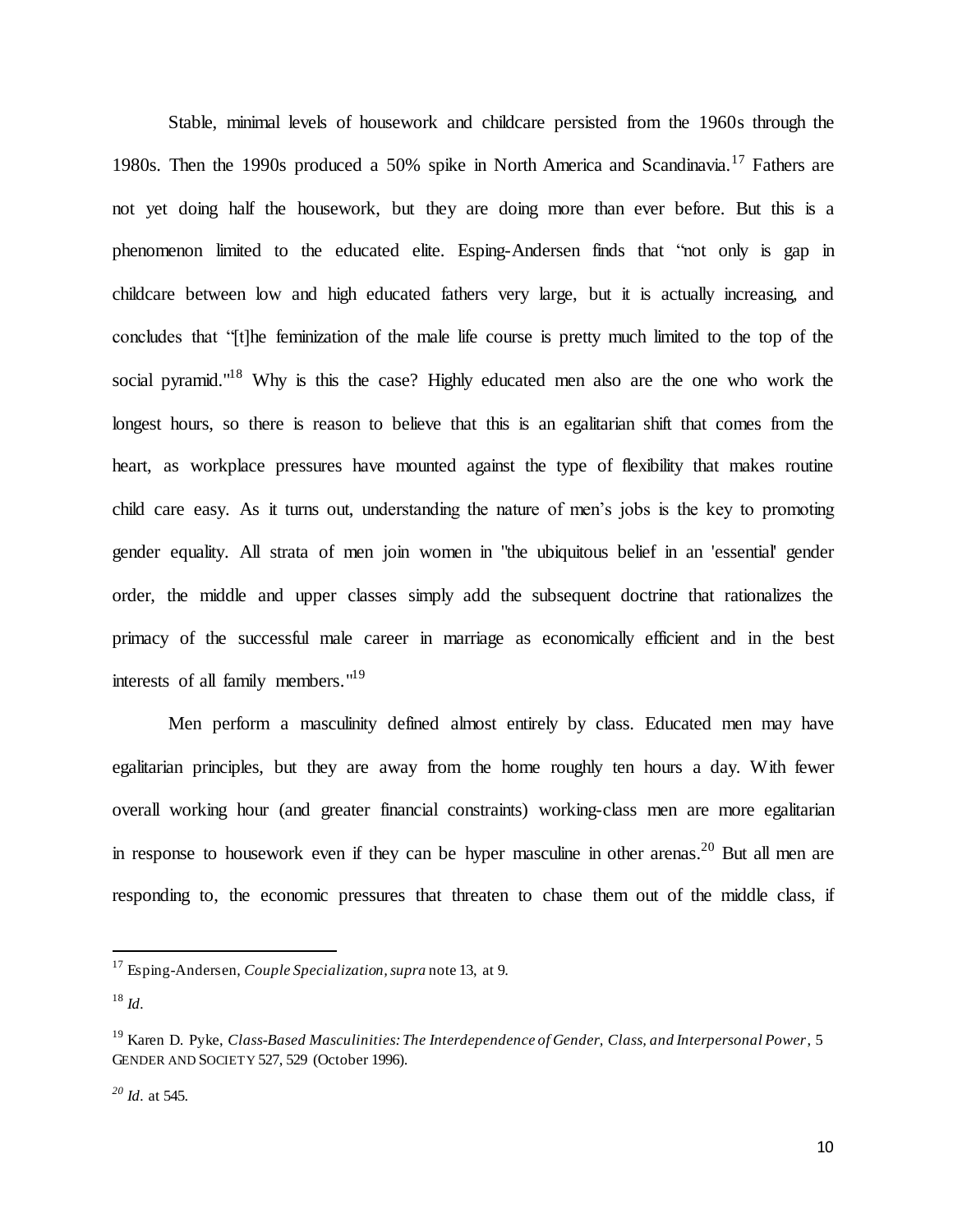Stable, minimal levels of housework and childcare persisted from the 1960s through the 1980s. Then the 1990s produced a 50% spike in North America and Scandinavia.[17] Fathers are not yet doing half the housework, but they are doing more than ever before. But this is a phenomenon limited to the educated elite. Esping-Andersen finds that "not only is gap in childcare between low and high educated fathers very large, but it is actually increasing, and concludes that "[t]he feminization of the male life course is pretty much limited to the top of the social pyramid."[18] Why is this the case? Highly educated men also are the one who work the longest hours, so there is reason to believe that this is an egalitarian shift that comes from the heart, as workplace pressures have mounted against the type of flexibility that makes routine child care easy. As it turns out, understanding the nature of men's jobs is the key to promoting gender equality. All strata of men join women in "the ubiquitous belief in an 'essential' gender order, the middle and upper classes simply add the subsequent doctrine that rationalizes the primacy of the successful male career in marriage as economically efficient and in the best interests of all family members."[19]

Men perform a masculinity defined almost entirely by class. Educated men may have egalitarian principles, but they are away from the home roughly ten hours a day. With fewer overall working hour (and greater financial constraints) working-class men are more egalitarian in response to housework even if they can be hyper masculine in other arenas.[20] But all men are responding to, the economic pressures that threaten to chase them out of the middle class, if

---

[17] Esping-Andersen, *Couple Specialization, supra* note 13, at 9.

[18] *Id*.

[19] Karen D. Pyke, *Class-Based Masculinities: The Interdependence of Gender, Class, and Interpersonal Power*, 5 GENDER AND SOCIETY 527, 529 (October 1996).

[20] *Id*. at 545.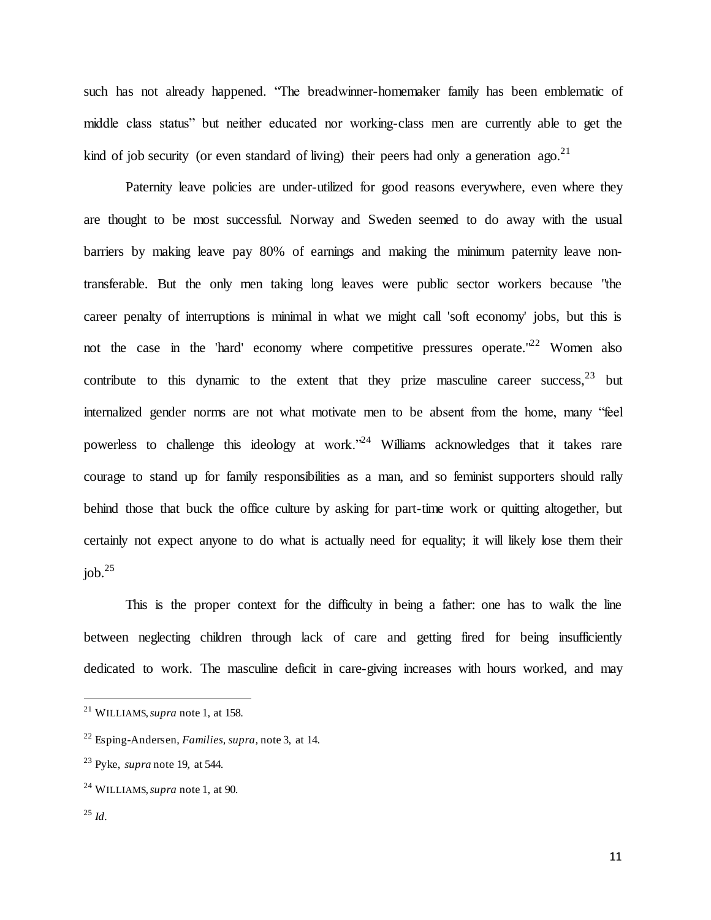such has not already happened. "The breadwinner-homemaker family has been emblematic of middle class status" but neither educated nor working-class men are currently able to get the kind of job security (or even standard of living) their peers had only a generation ago.[21]

Paternity leave policies are under-utilized for good reasons everywhere, even where they are thought to be most successful. Norway and Sweden seemed to do away with the usual barriers by making leave pay 80% of earnings and making the minimum paternity leave non-transferable. But the only men taking long leaves were public sector workers because "the career penalty of interruptions is minimal in what we might call 'soft economy' jobs, but this is not the case in the 'hard' economy where competitive pressures operate."[22] Women also contribute to this dynamic to the extent that they prize masculine career success,[23] but internalized gender norms are not what motivate men to be absent from the home, many "feel powerless to challenge this ideology at work."[24] Williams acknowledges that it takes rare courage to stand up for family responsibilities as a man, and so feminist supporters should rally behind those that buck the office culture by asking for part-time work or quitting altogether, but certainly not expect anyone to do what is actually need for equality; it will likely lose them their job.[25]

This is the proper context for the difficulty in being a father: one has to walk the line between neglecting children through lack of care and getting fired for being insufficiently dedicated to work. The masculine deficit in care-giving increases with hours worked, and may

---

[21] WILLIAMS, *supra* note 1, at 158.

[22] Esping-Andersen, *Families*, *supra*, note 3, at 14.

[23] Pyke, *supra* note 19, at 544.

[24] WILLIAMS, *supra* note 1, at 90.

[25] *Id*.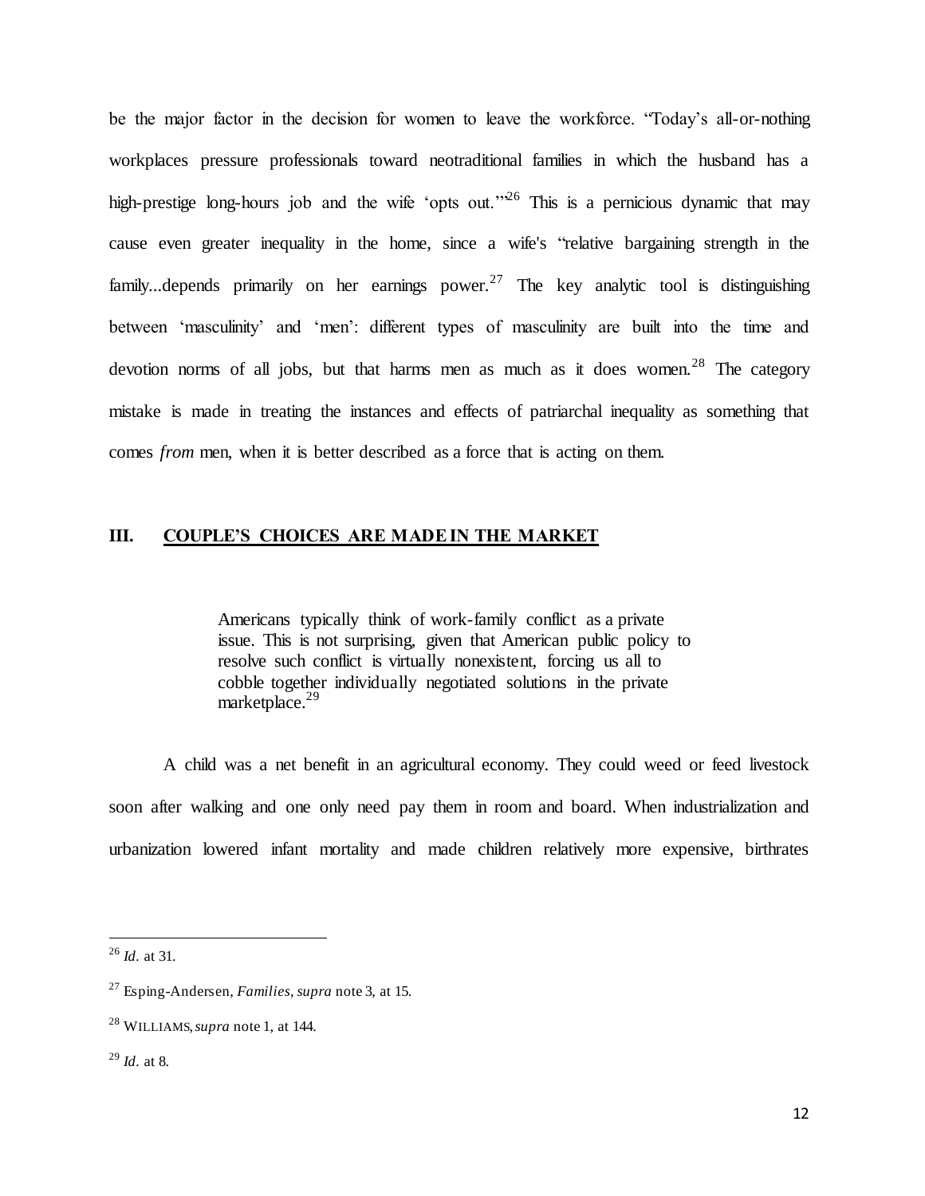be the major factor in the decision for women to leave the workforce. "Today's all-or-nothing workplaces pressure professionals toward neotraditional families in which the husband has a high-prestige long-hours job and the wife 'opts out.'"[26] This is a pernicious dynamic that may cause even greater inequality in the home, since a wife's "relative bargaining strength in the family...depends primarily on her earnings power.[27] The key analytic tool is distinguishing between 'masculinity' and 'men': different types of masculinity are built into the time and devotion norms of all jobs, but that harms men as much as it does women.[28] The category mistake is made in treating the instances and effects of patriarchal inequality as something that comes *from* men, when it is better described as a force that is acting on them.

## III. COUPLE'S CHOICES ARE MADE IN THE MARKET

> Americans typically think of work-family conflict as a private issue. This is not surprising, given that American public policy to resolve such conflict is virtually nonexistent, forcing us all to cobble together individually negotiated solutions in the private marketplace.[29]

A child was a net benefit in an agricultural economy. They could weed or feed livestock soon after walking and one only need pay them in room and board. When industrialization and urbanization lowered infant mortality and made children relatively more expensive, birthrates

---

[26] *Id.* at 31.

[27] Esping-Andersen, *Families*, *supra* note 3, at 15.

[28] WILLIAMS, *supra* note 1, at 144.

[29] *Id.* at 8.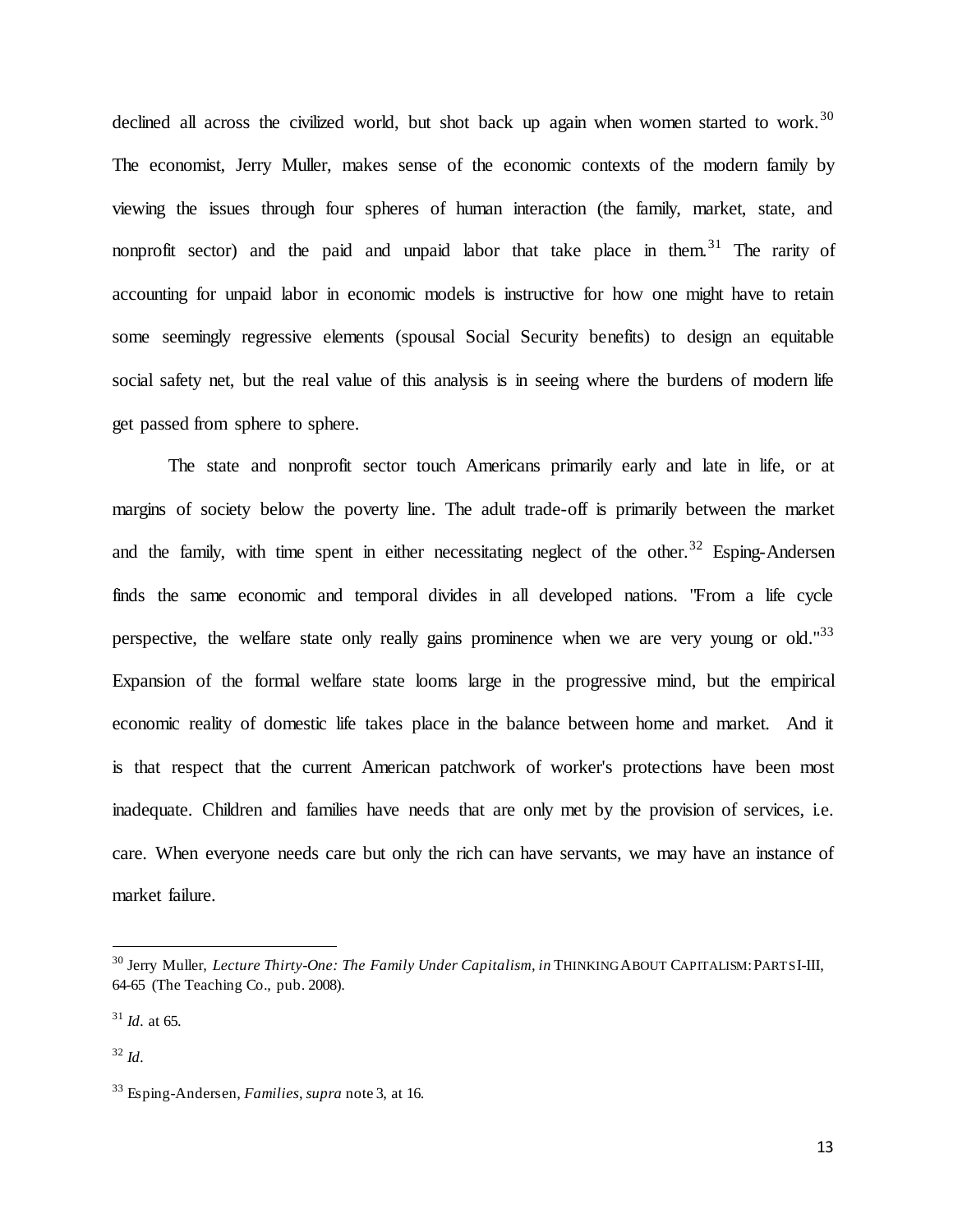declined all across the civilized world, but shot back up again when women started to work.[30] The economist, Jerry Muller, makes sense of the economic contexts of the modern family by viewing the issues through four spheres of human interaction (the family, market, state, and nonprofit sector) and the paid and unpaid labor that take place in them.[31] The rarity of accounting for unpaid labor in economic models is instructive for how one might have to retain some seemingly regressive elements (spousal Social Security benefits) to design an equitable social safety net, but the real value of this analysis is in seeing where the burdens of modern life get passed from sphere to sphere.

The state and nonprofit sector touch Americans primarily early and late in life, or at margins of society below the poverty line. The adult trade-off is primarily between the market and the family, with time spent in either necessitating neglect of the other.[32] Esping-Andersen finds the same economic and temporal divides in all developed nations. "From a life cycle perspective, the welfare state only really gains prominence when we are very young or old."[33] Expansion of the formal welfare state looms large in the progressive mind, but the empirical economic reality of domestic life takes place in the balance between home and market. And it is that respect that the current American patchwork of worker's protections have been most inadequate. Children and families have needs that are only met by the provision of services, i.e. care. When everyone needs care but only the rich can have servants, we may have an instance of market failure.

---

[30] Jerry Muller, *Lecture Thirty-One: The Family Under Capitalism, in* THINKING ABOUT CAPITALISM: PARTS I-III, 64-65 (The Teaching Co., pub. 2008).

[31] *Id.* at 65.

[32] *Id.*

[33] Esping-Andersen, *Families*, *supra* note 3, at 16.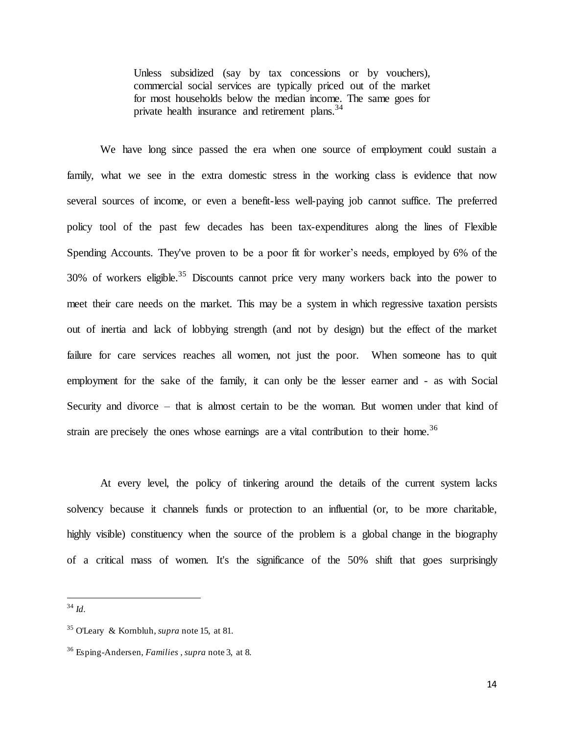> Unless subsidized (say by tax concessions or by vouchers), commercial social services are typically priced out of the market for most households below the median income. The same goes for private health insurance and retirement plans.[34]

We have long since passed the era when one source of employment could sustain a family, what we see in the extra domestic stress in the working class is evidence that now several sources of income, or even a benefit-less well-paying job cannot suffice. The preferred policy tool of the past few decades has been tax-expenditures along the lines of Flexible Spending Accounts. They've proven to be a poor fit for worker's needs, employed by 6% of the 30% of workers eligible.[35] Discounts cannot price very many workers back into the power to meet their care needs on the market. This may be a system in which regressive taxation persists out of inertia and lack of lobbying strength (and not by design) but the effect of the market failure for care services reaches all women, not just the poor. When someone has to quit employment for the sake of the family, it can only be the lesser earner and - as with Social Security and divorce – that is almost certain to be the woman. But women under that kind of strain are precisely the ones whose earnings are a vital contribution to their home.[36]

At every level, the policy of tinkering around the details of the current system lacks solvency because it channels funds or protection to an influential (or, to be more charitable, highly visible) constituency when the source of the problem is a global change in the biography of a critical mass of women. It's the significance of the 50% shift that goes surprisingly

---

[34] *Id*.

[35] O'Leary & Kornbluh, *supra* note 15, at 81.

[36] Esping-Andersen, *Families*, *supra* note 3, at 8.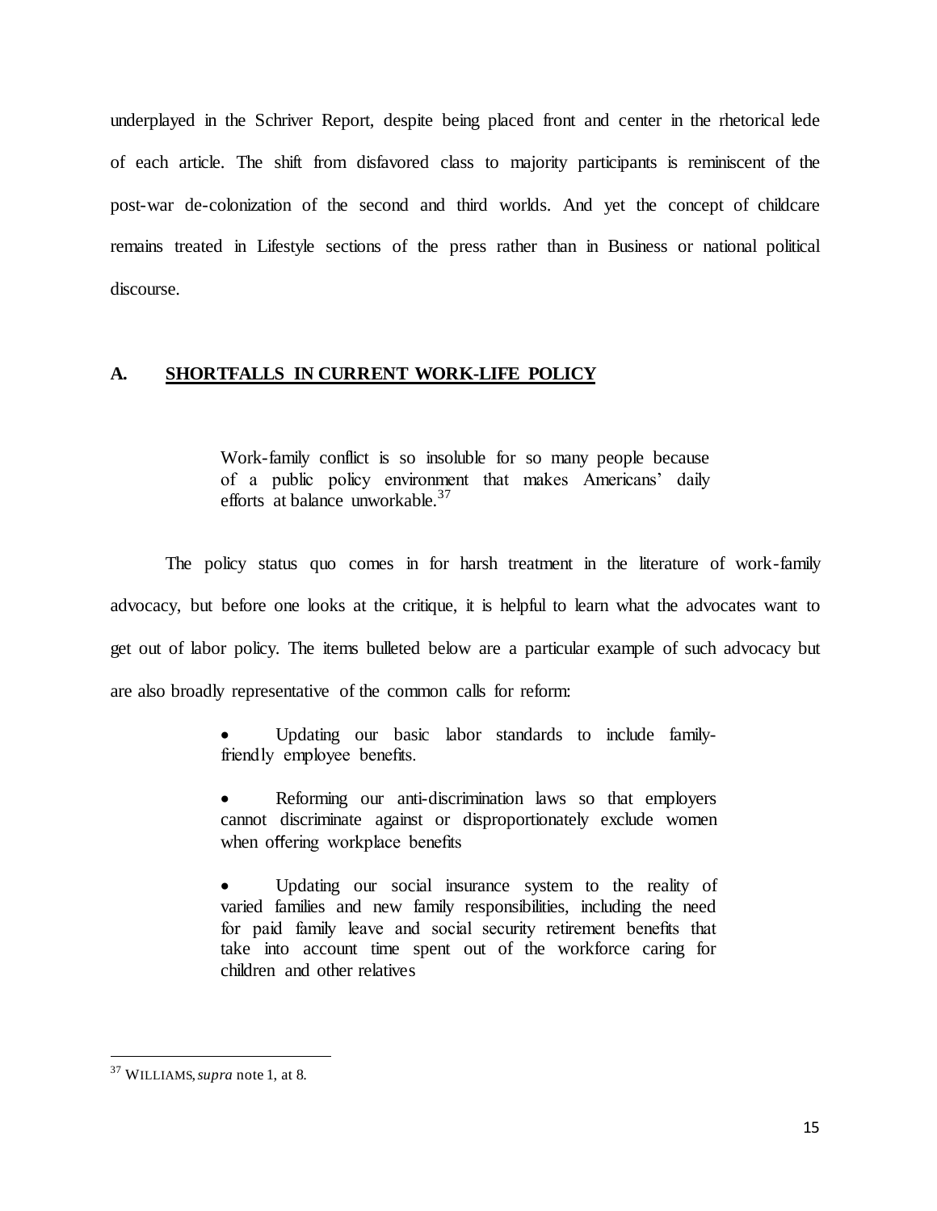underplayed in the Schriver Report, despite being placed front and center in the rhetorical lede of each article. The shift from disfavored class to majority participants is reminiscent of the post-war de-colonization of the second and third worlds. And yet the concept of childcare remains treated in Lifestyle sections of the press rather than in Business or national political discourse.

## A. SHORTFALLS IN CURRENT WORK-LIFE POLICY

> Work-family conflict is so insoluble for so many people because of a public policy environment that makes Americans' daily efforts at balance unworkable.[37]

The policy status quo comes in for harsh treatment in the literature of work-family advocacy, but before one looks at the critique, it is helpful to learn what the advocates want to get out of labor policy. The items bulleted below are a particular example of such advocacy but are also broadly representative of the common calls for reform:

> - Updating our basic labor standards to include family-friendly employee benefits.
> - Reforming our anti-discrimination laws so that employers cannot discriminate against or disproportionately exclude women when offering workplace benefits
> - Updating our social insurance system to the reality of varied families and new family responsibilities, including the need for paid family leave and social security retirement benefits that take into account time spent out of the workforce caring for children and other relatives

---

[37] WILLIAMS, *supra* note 1, at 8.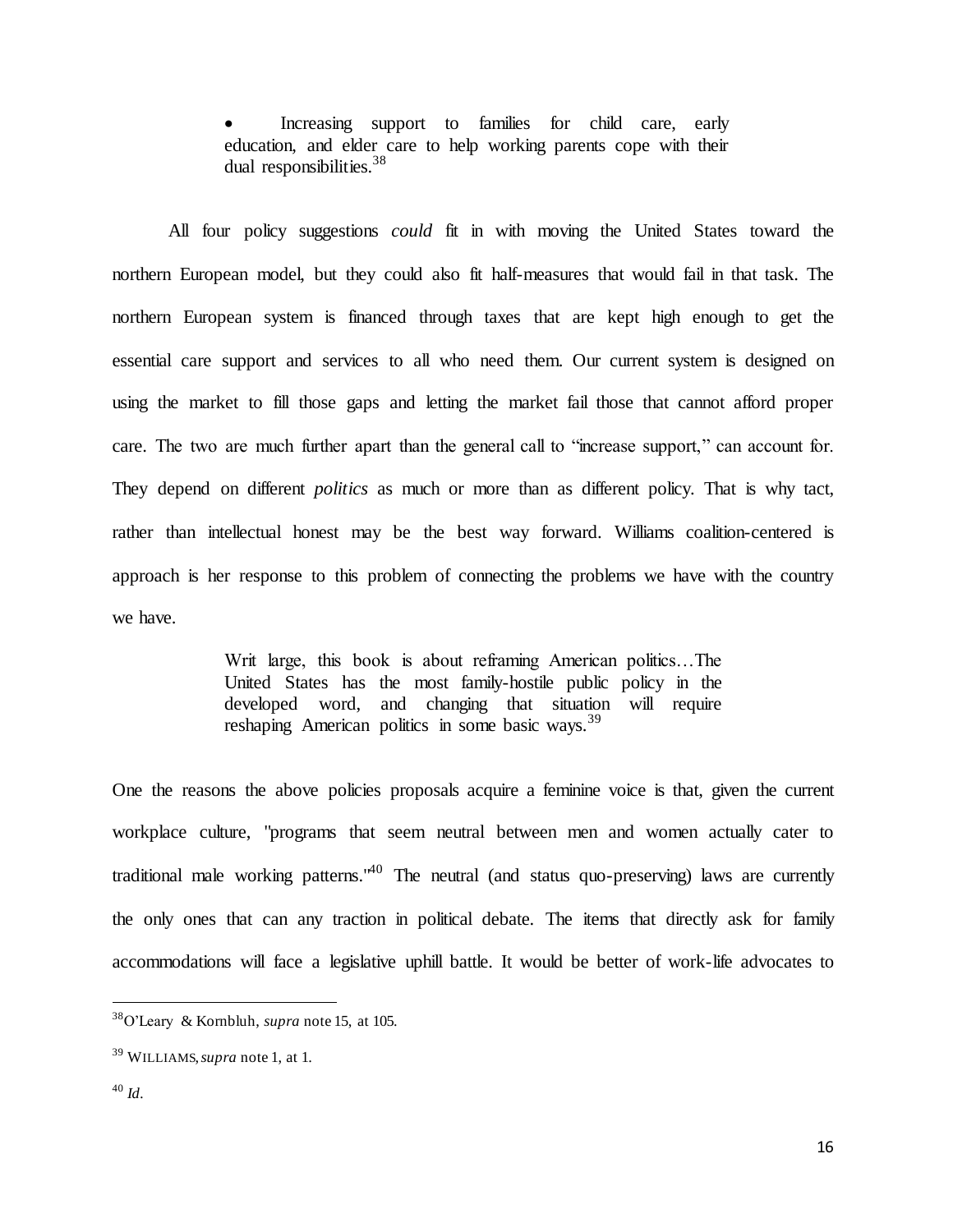- Increasing support to families for child care, early education, and elder care to help working parents cope with their dual responsibilities.[38]

All four policy suggestions *could* fit in with moving the United States toward the northern European model, but they could also fit half-measures that would fail in that task. The northern European system is financed through taxes that are kept high enough to get the essential care support and services to all who need them. Our current system is designed on using the market to fill those gaps and letting the market fail those that cannot afford proper care. The two are much further apart than the general call to "increase support," can account for. They depend on different *politics* as much or more than as different policy. That is why tact, rather than intellectual honest may be the best way forward. Williams coalition-centered is approach is her response to this problem of connecting the problems we have with the country we have.

> Writ large, this book is about reframing American politics…The United States has the most family-hostile public policy in the developed word, and changing that situation will require reshaping American politics in some basic ways.[39]

One the reasons the above policies proposals acquire a feminine voice is that, given the current workplace culture, "programs that seem neutral between men and women actually cater to traditional male working patterns."[40] The neutral (and status quo-preserving) laws are currently the only ones that can any traction in political debate. The items that directly ask for family accommodations will face a legislative uphill battle. It would be better of work-life advocates to

---

[38] O'Leary & Kornbluh, *supra* note 15, at 105.

[39] WILLIAMS, *supra* note 1, at 1.

[40] *Id*.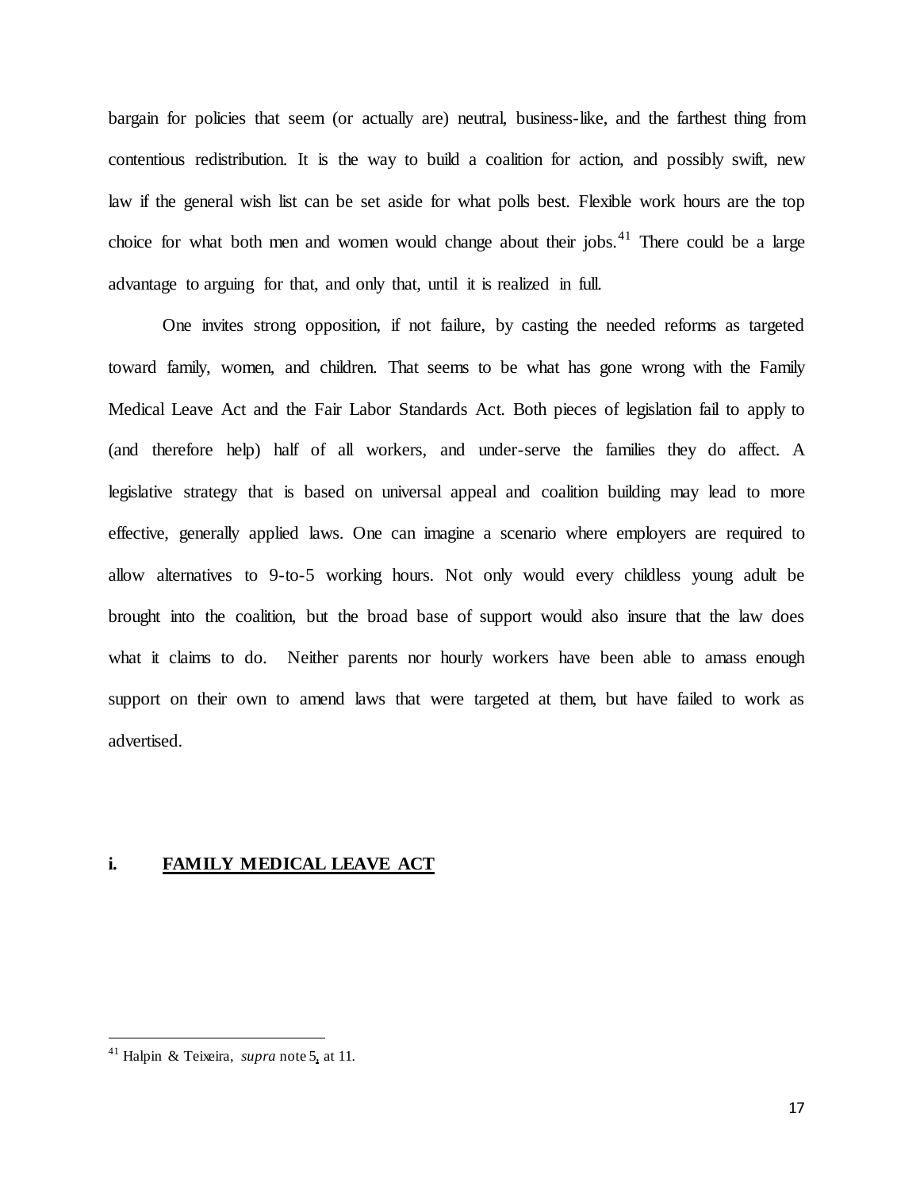bargain for policies that seem (or actually are) neutral, business-like, and the farthest thing from contentious redistribution. It is the way to build a coalition for action, and possibly swift, new law if the general wish list can be set aside for what polls best. Flexible work hours are the top choice for what both men and women would change about their jobs.[41] There could be a large advantage to arguing for that, and only that, until it is realized in full.

One invites strong opposition, if not failure, by casting the needed reforms as targeted toward family, women, and children. That seems to be what has gone wrong with the Family Medical Leave Act and the Fair Labor Standards Act. Both pieces of legislation fail to apply to (and therefore help) half of all workers, and under-serve the families they do affect. A legislative strategy that is based on universal appeal and coalition building may lead to more effective, generally applied laws. One can imagine a scenario where employers are required to allow alternatives to 9-to-5 working hours. Not only would every childless young adult be brought into the coalition, but the broad base of support would also insure that the law does what it claims to do. Neither parents nor hourly workers have been able to amass enough support on their own to amend laws that were targeted at them, but have failed to work as advertised.

### i. **FAMILY MEDICAL LEAVE ACT**

[41] Halpin & Teixeira, *supra* note 5, at 11.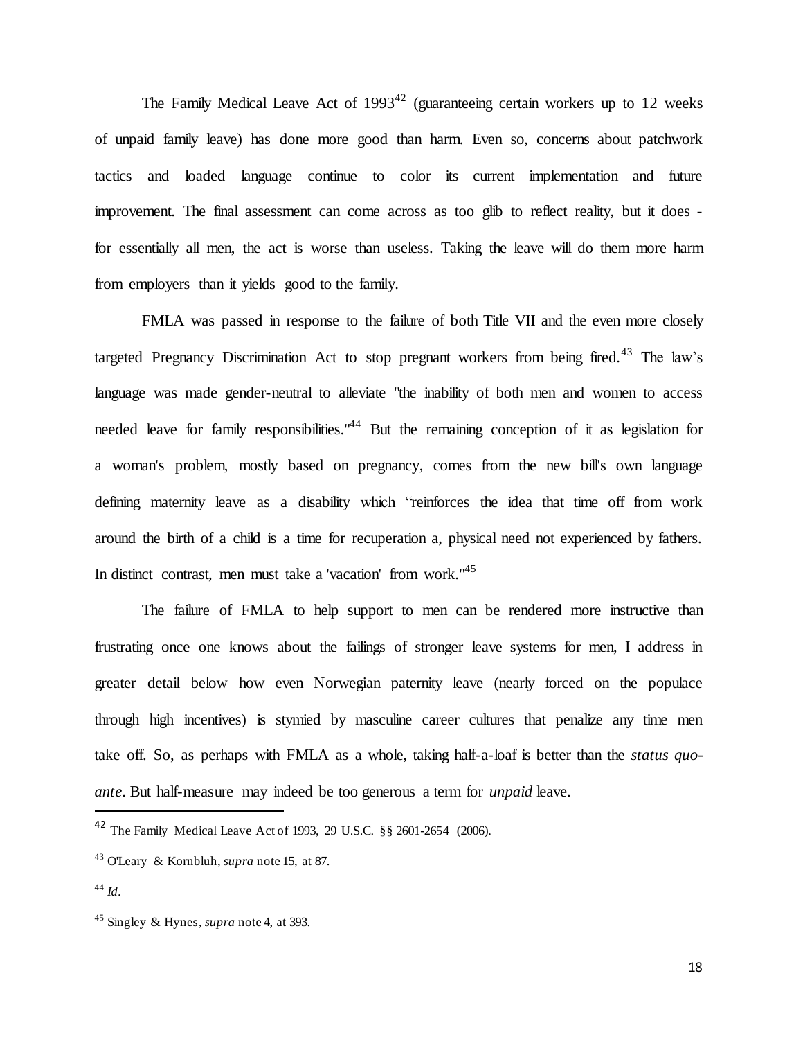The Family Medical Leave Act of 1993[42] (guaranteeing certain workers up to 12 weeks of unpaid family leave) has done more good than harm. Even so, concerns about patchwork tactics and loaded language continue to color its current implementation and future improvement. The final assessment can come across as too glib to reflect reality, but it does - for essentially all men, the act is worse than useless. Taking the leave will do them more harm from employers than it yields good to the family.

FMLA was passed in response to the failure of both Title VII and the even more closely targeted Pregnancy Discrimination Act to stop pregnant workers from being fired.[43] The law's language was made gender-neutral to alleviate "the inability of both men and women to access needed leave for family responsibilities."[44] But the remaining conception of it as legislation for a woman's problem, mostly based on pregnancy, comes from the new bill's own language defining maternity leave as a disability which "reinforces the idea that time off from work around the birth of a child is a time for recuperation a, physical need not experienced by fathers. In distinct contrast, men must take a 'vacation' from work."[45]

The failure of FMLA to help support to men can be rendered more instructive than frustrating once one knows about the failings of stronger leave systems for men, I address in greater detail below how even Norwegian paternity leave (nearly forced on the populace through high incentives) is stymied by masculine career cultures that penalize any time men take off. So, as perhaps with FMLA as a whole, taking half-a-loaf is better than the *status quo-ante*. But half-measure may indeed be too generous a term for *unpaid* leave.

---

[42] The Family Medical Leave Act of 1993, 29 U.S.C. §§ 2601-2654 (2006).

[43] O'Leary & Kornbluh, *supra* note 15, at 87.

[44] *Id*.

[45] Singley & Hynes, *supra* note 4, at 393.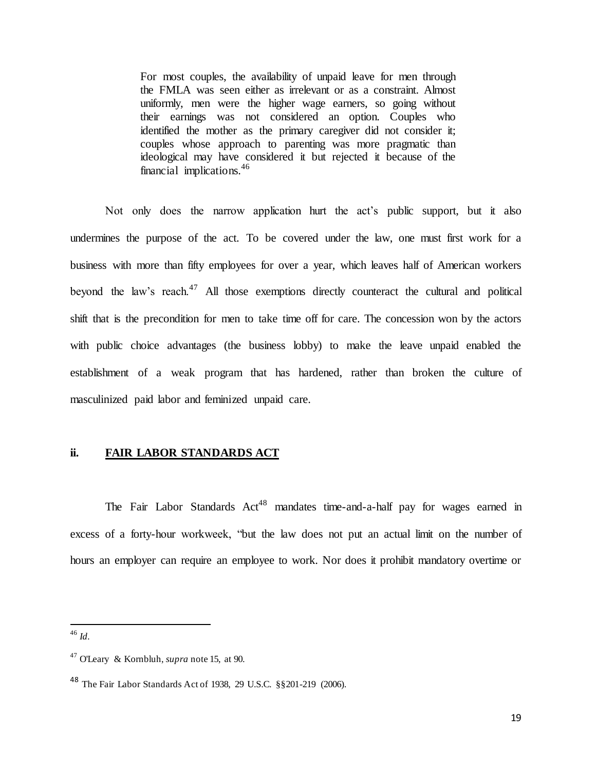> For most couples, the availability of unpaid leave for men through the FMLA was seen either as irrelevant or as a constraint. Almost uniformly, men were the higher wage earners, so going without their earnings was not considered an option. Couples who identified the mother as the primary caregiver did not consider it; couples whose approach to parenting was more pragmatic than ideological may have considered it but rejected it because of the financial implications.[46]

Not only does the narrow application hurt the act's public support, but it also undermines the purpose of the act. To be covered under the law, one must first work for a business with more than fifty employees for over a year, which leaves half of American workers beyond the law's reach.[47] All those exemptions directly counteract the cultural and political shift that is the precondition for men to take time off for care. The concession won by the actors with public choice advantages (the business lobby) to make the leave unpaid enabled the establishment of a weak program that has hardened, rather than broken the culture of masculinized paid labor and feminized unpaid care.

### ii. <u>FAIR LABOR STANDARDS ACT</u>

The Fair Labor Standards Act[48] mandates time-and-a-half pay for wages earned in excess of a forty-hour workweek, "but the law does not put an actual limit on the number of hours an employer can require an employee to work. Nor does it prohibit mandatory overtime or

---

[46] *Id*.

[47] O'Leary & Kornbluh, *supra* note 15, at 90.

[48] The Fair Labor Standards Act of 1938, 29 U.S.C. §§201-219 (2006).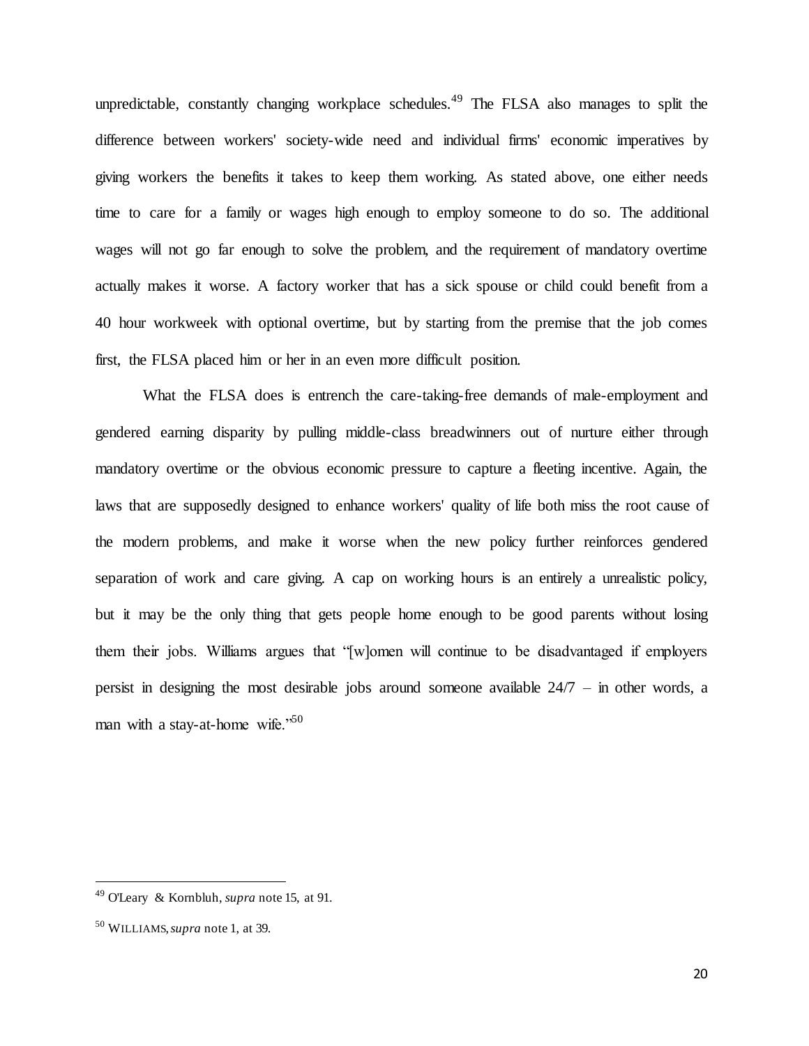unpredictable, constantly changing workplace schedules.[49] The FLSA also manages to split the difference between workers' society-wide need and individual firms' economic imperatives by giving workers the benefits it takes to keep them working. As stated above, one either needs time to care for a family or wages high enough to employ someone to do so. The additional wages will not go far enough to solve the problem, and the requirement of mandatory overtime actually makes it worse. A factory worker that has a sick spouse or child could benefit from a 40 hour workweek with optional overtime, but by starting from the premise that the job comes first, the FLSA placed him or her in an even more difficult position.

What the FLSA does is entrench the care-taking-free demands of male-employment and gendered earning disparity by pulling middle-class breadwinners out of nurture either through mandatory overtime or the obvious economic pressure to capture a fleeting incentive. Again, the laws that are supposedly designed to enhance workers' quality of life both miss the root cause of the modern problems, and make it worse when the new policy further reinforces gendered separation of work and care giving. A cap on working hours is an entirely a unrealistic policy, but it may be the only thing that gets people home enough to be good parents without losing them their jobs. Williams argues that "[w]omen will continue to be disadvantaged if employers persist in designing the most desirable jobs around someone available 24/7 – in other words, a man with a stay-at-home wife."[50]

---

[49] O'Leary & Kornbluh, *supra* note 15, at 91.

[50] WILLIAMS, *supra* note 1, at 39.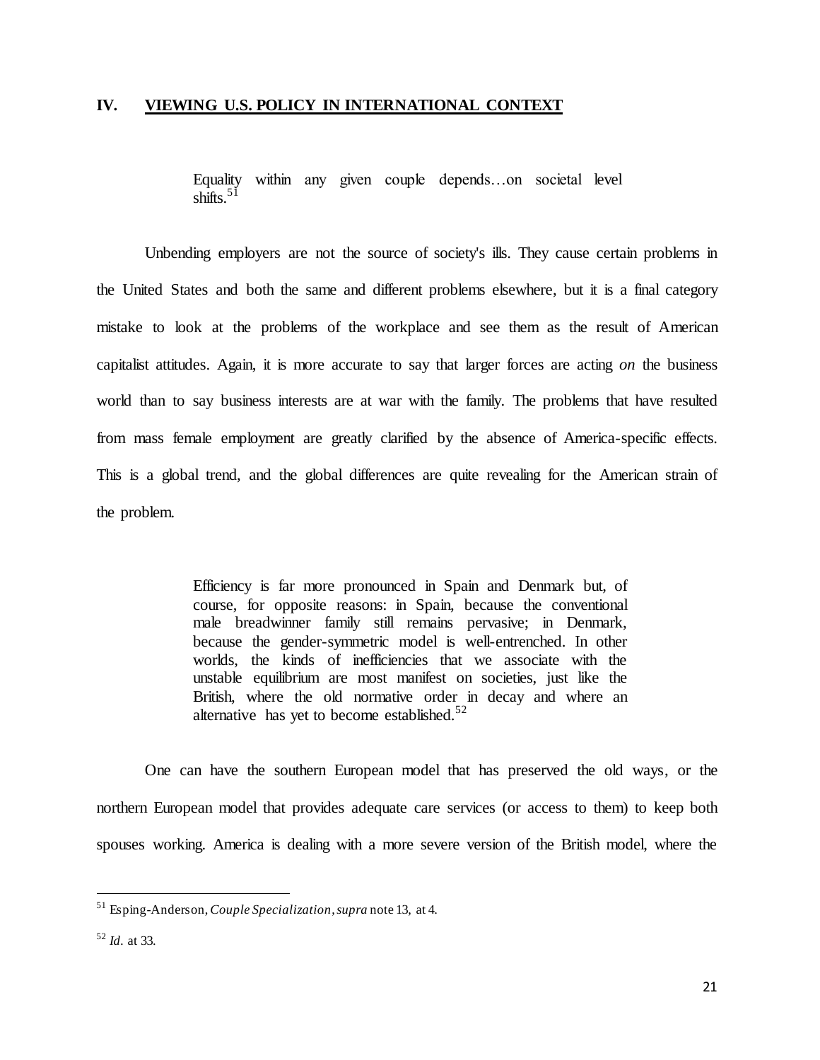## IV. VIEWING U.S. POLICY IN INTERNATIONAL CONTEXT

> Equality within any given couple depends…on societal level shifts.[51]

Unbending employers are not the source of society's ills. They cause certain problems in the United States and both the same and different problems elsewhere, but it is a final category mistake to look at the problems of the workplace and see them as the result of American capitalist attitudes. Again, it is more accurate to say that larger forces are acting *on* the business world than to say business interests are at war with the family. The problems that have resulted from mass female employment are greatly clarified by the absence of America-specific effects. This is a global trend, and the global differences are quite revealing for the American strain of the problem.

> Efficiency is far more pronounced in Spain and Denmark but, of course, for opposite reasons: in Spain, because the conventional male breadwinner family still remains pervasive; in Denmark, because the gender-symmetric model is well-entrenched. In other worlds, the kinds of inefficiencies that we associate with the unstable equilibrium are most manifest on societies, just like the British, where the old normative order in decay and where an alternative has yet to become established.[52]

One can have the southern European model that has preserved the old ways, or the northern European model that provides adequate care services (or access to them) to keep both spouses working. America is dealing with a more severe version of the British model, where the

---

[51] Esping-Anderson, *Couple Specialization*, *supra* note 13, at 4.

[52] *Id*. at 33.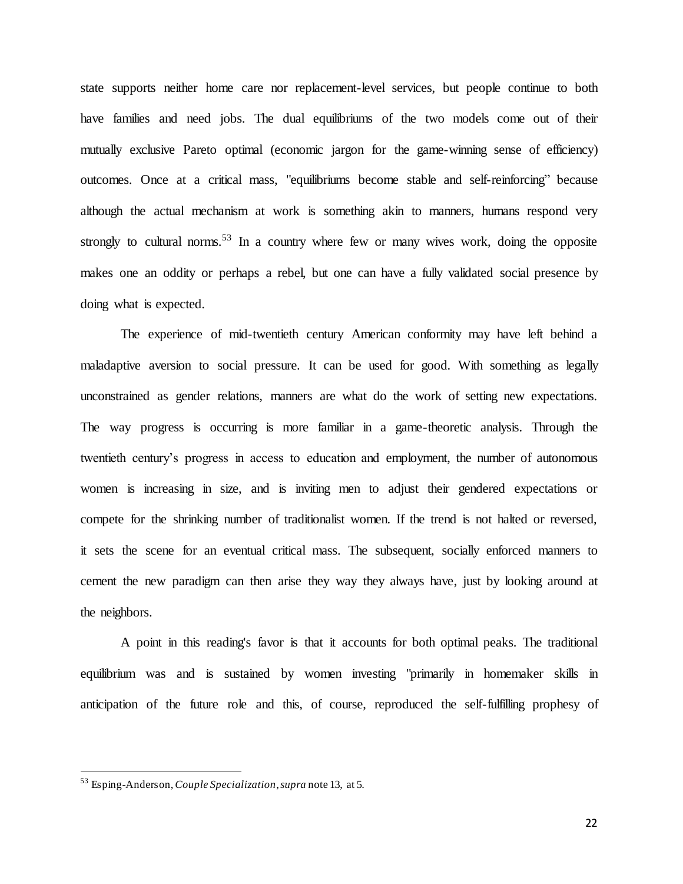state supports neither home care nor replacement-level services, but people continue to both have families and need jobs. The dual equilibriums of the two models come out of their mutually exclusive Pareto optimal (economic jargon for the game-winning sense of efficiency) outcomes. Once at a critical mass, "equilibriums become stable and self-reinforcing" because although the actual mechanism at work is something akin to manners, humans respond very strongly to cultural norms.[53] In a country where few or many wives work, doing the opposite makes one an oddity or perhaps a rebel, but one can have a fully validated social presence by doing what is expected.

The experience of mid-twentieth century American conformity may have left behind a maladaptive aversion to social pressure. It can be used for good. With something as legally unconstrained as gender relations, manners are what do the work of setting new expectations. The way progress is occurring is more familiar in a game-theoretic analysis. Through the twentieth century's progress in access to education and employment, the number of autonomous women is increasing in size, and is inviting men to adjust their gendered expectations or compete for the shrinking number of traditionalist women. If the trend is not halted or reversed, it sets the scene for an eventual critical mass. The subsequent, socially enforced manners to cement the new paradigm can then arise they way they always have, just by looking around at the neighbors.

A point in this reading's favor is that it accounts for both optimal peaks. The traditional equilibrium was and is sustained by women investing "primarily in homemaker skills in anticipation of the future role and this, of course, reproduced the self-fulfilling prophesy of

---

[53] Esping-Anderson, *Couple Specialization*, *supra* note 13, at 5.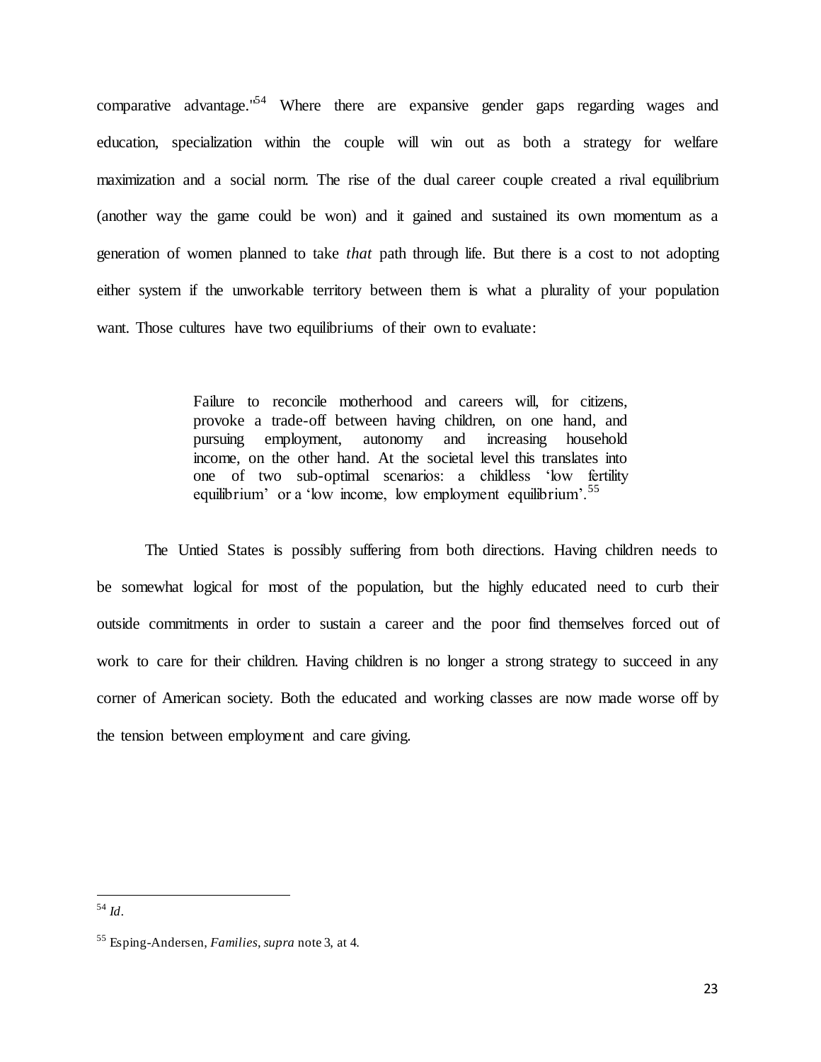comparative advantage."[54] Where there are expansive gender gaps regarding wages and education, specialization within the couple will win out as both a strategy for welfare maximization and a social norm. The rise of the dual career couple created a rival equilibrium (another way the game could be won) and it gained and sustained its own momentum as a generation of women planned to take *that* path through life. But there is a cost to not adopting either system if the unworkable territory between them is what a plurality of your population want. Those cultures have two equilibriums of their own to evaluate:

> Failure to reconcile motherhood and careers will, for citizens, provoke a trade-off between having children, on one hand, and pursuing employment, autonomy and increasing household income, on the other hand. At the societal level this translates into one of two sub-optimal scenarios: a childless 'low fertility equilibrium' or a 'low income, low employment equilibrium'.[55]

The Untied States is possibly suffering from both directions. Having children needs to be somewhat logical for most of the population, but the highly educated need to curb their outside commitments in order to sustain a career and the poor find themselves forced out of work to care for their children. Having children is no longer a strong strategy to succeed in any corner of American society. Both the educated and working classes are now made worse off by the tension between employment and care giving.

---

[54] *Id*.

[55] Esping-Andersen, *Families*, *supra* note 3, at 4.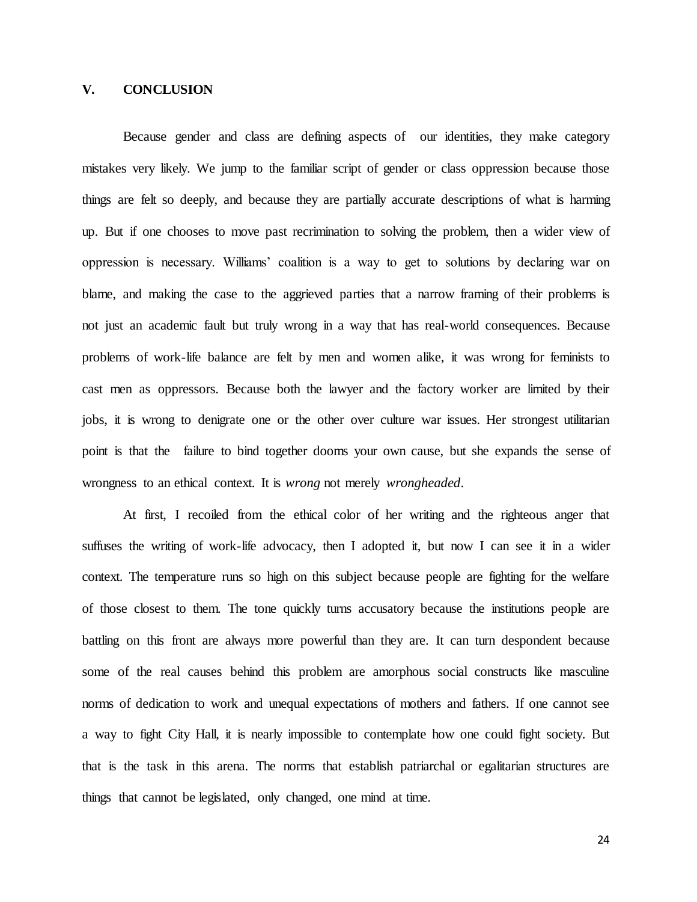## V. CONCLUSION

Because gender and class are defining aspects of our identities, they make category mistakes very likely. We jump to the familiar script of gender or class oppression because those things are felt so deeply, and because they are partially accurate descriptions of what is harming up. But if one chooses to move past recrimination to solving the problem, then a wider view of oppression is necessary. Williams' coalition is a way to get to solutions by declaring war on blame, and making the case to the aggrieved parties that a narrow framing of their problems is not just an academic fault but truly wrong in a way that has real-world consequences. Because problems of work-life balance are felt by men and women alike, it was wrong for feminists to cast men as oppressors. Because both the lawyer and the factory worker are limited by their jobs, it is wrong to denigrate one or the other over culture war issues. Her strongest utilitarian point is that the failure to bind together dooms your own cause, but she expands the sense of wrongness to an ethical context. It is *wrong* not merely *wrongheaded*.

At first, I recoiled from the ethical color of her writing and the righteous anger that suffuses the writing of work-life advocacy, then I adopted it, but now I can see it in a wider context. The temperature runs so high on this subject because people are fighting for the welfare of those closest to them. The tone quickly turns accusatory because the institutions people are battling on this front are always more powerful than they are. It can turn despondent because some of the real causes behind this problem are amorphous social constructs like masculine norms of dedication to work and unequal expectations of mothers and fathers. If one cannot see a way to fight City Hall, it is nearly impossible to contemplate how one could fight society. But that is the task in this arena. The norms that establish patriarchal or egalitarian structures are things that cannot be legislated, only changed, one mind at time.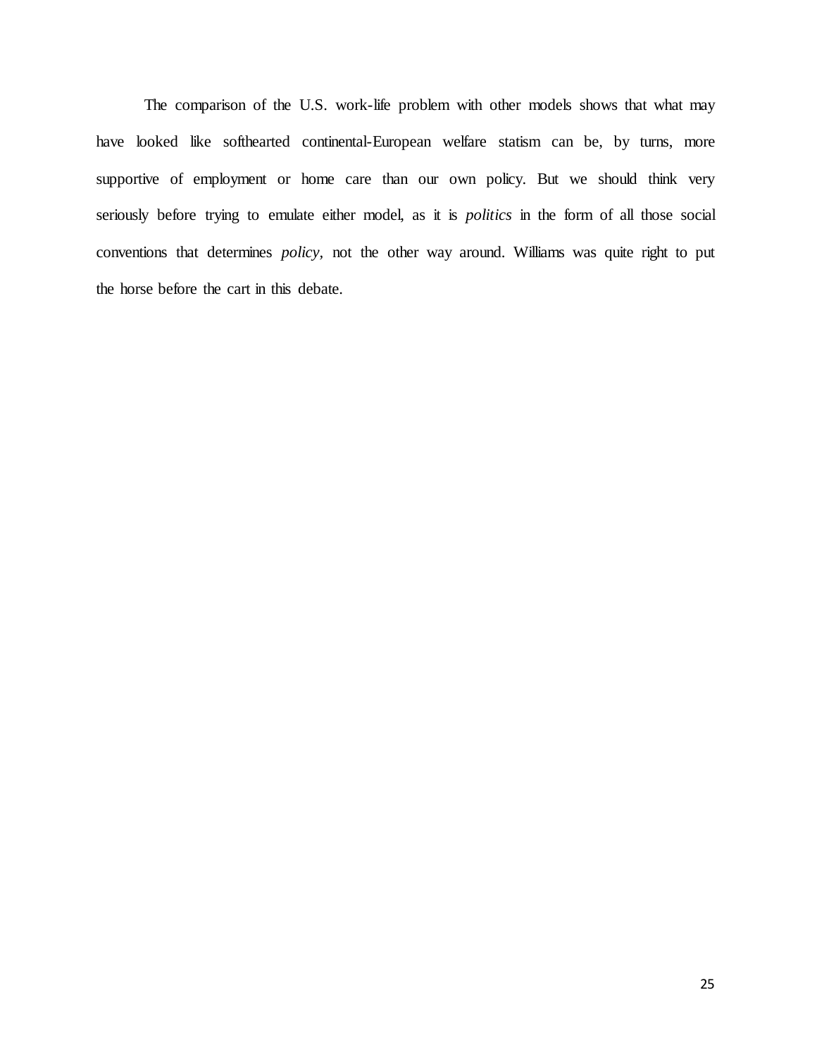The comparison of the U.S. work-life problem with other models shows that what may have looked like softhearted continental-European welfare statism can be, by turns, more supportive of employment or home care than our own policy. But we should think very seriously before trying to emulate either model, as it is *politics* in the form of all those social conventions that determines *policy*, not the other way around. Williams was quite right to put the horse before the cart in this debate.